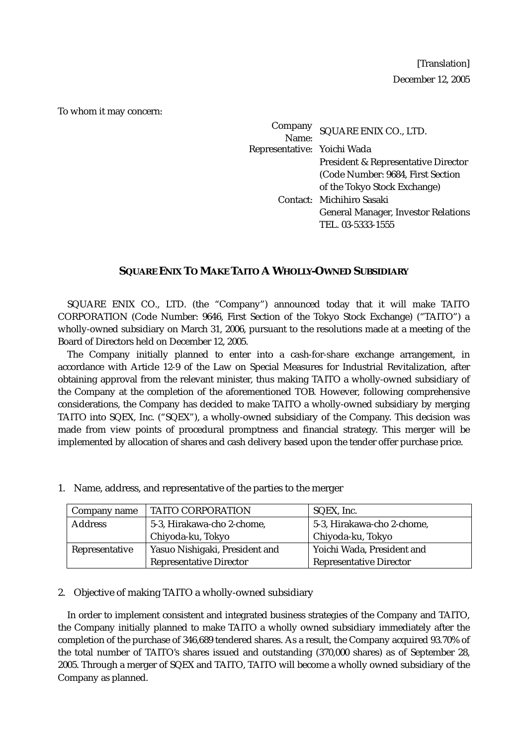[Translation]

December 12, 2005

To whom it may concern:

Company Name: SQUARE ENIX CO., LTD.
Representative: Yoichi Wada
President & Representative Director
(Code Number: 9684, First Section of the Tokyo Stock Exchange)
Contact: Michihiro Sasaki
General Manager, Investor Relations
TEL. 03-5333-1555

## SQUARE ENIX TO MAKE TAITO A WHOLLY-OWNED SUBSIDIARY

SQUARE ENIX CO., LTD. (the "Company") announced today that it will make TAITO CORPORATION (Code Number: 9646, First Section of the Tokyo Stock Exchange) ("TAITO") a wholly-owned subsidiary on March 31, 2006, pursuant to the resolutions made at a meeting of the Board of Directors held on December 12, 2005.

The Company initially planned to enter into a cash-for-share exchange arrangement, in accordance with Article 12-9 of the Law on Special Measures for Industrial Revitalization, after obtaining approval from the relevant minister, thus making TAITO a wholly-owned subsidiary of the Company at the completion of the aforementioned TOB. However, following comprehensive considerations, the Company has decided to make TAITO a wholly-owned subsidiary by merging TAITO into SQEX, Inc. ("SQEX"), a wholly-owned subsidiary of the Company. This decision was made from view points of procedural promptness and financial strategy. This merger will be implemented by allocation of shares and cash delivery based upon the tender offer purchase price.

1. Name, address, and representative of the parties to the merger

| Company name | TAITO CORPORATION | SQEX, Inc. |
|---|---|---|
| Address | 5-3, Hirakawa-cho 2-chome, Chiyoda-ku, Tokyo | 5-3, Hirakawa-cho 2-chome, Chiyoda-ku, Tokyo |
| Representative | Yasuo Nishigaki, President and Representative Director | Yoichi Wada, President and Representative Director |

2. Objective of making TAITO a wholly-owned subsidiary

In order to implement consistent and integrated business strategies of the Company and TAITO, the Company initially planned to make TAITO a wholly owned subsidiary immediately after the completion of the purchase of 346,689 tendered shares. As a result, the Company acquired 93.70% of the total number of TAITO's shares issued and outstanding (370,000 shares) as of September 28, 2005. Through a merger of SQEX and TAITO, TAITO will become a wholly owned subsidiary of the Company as planned.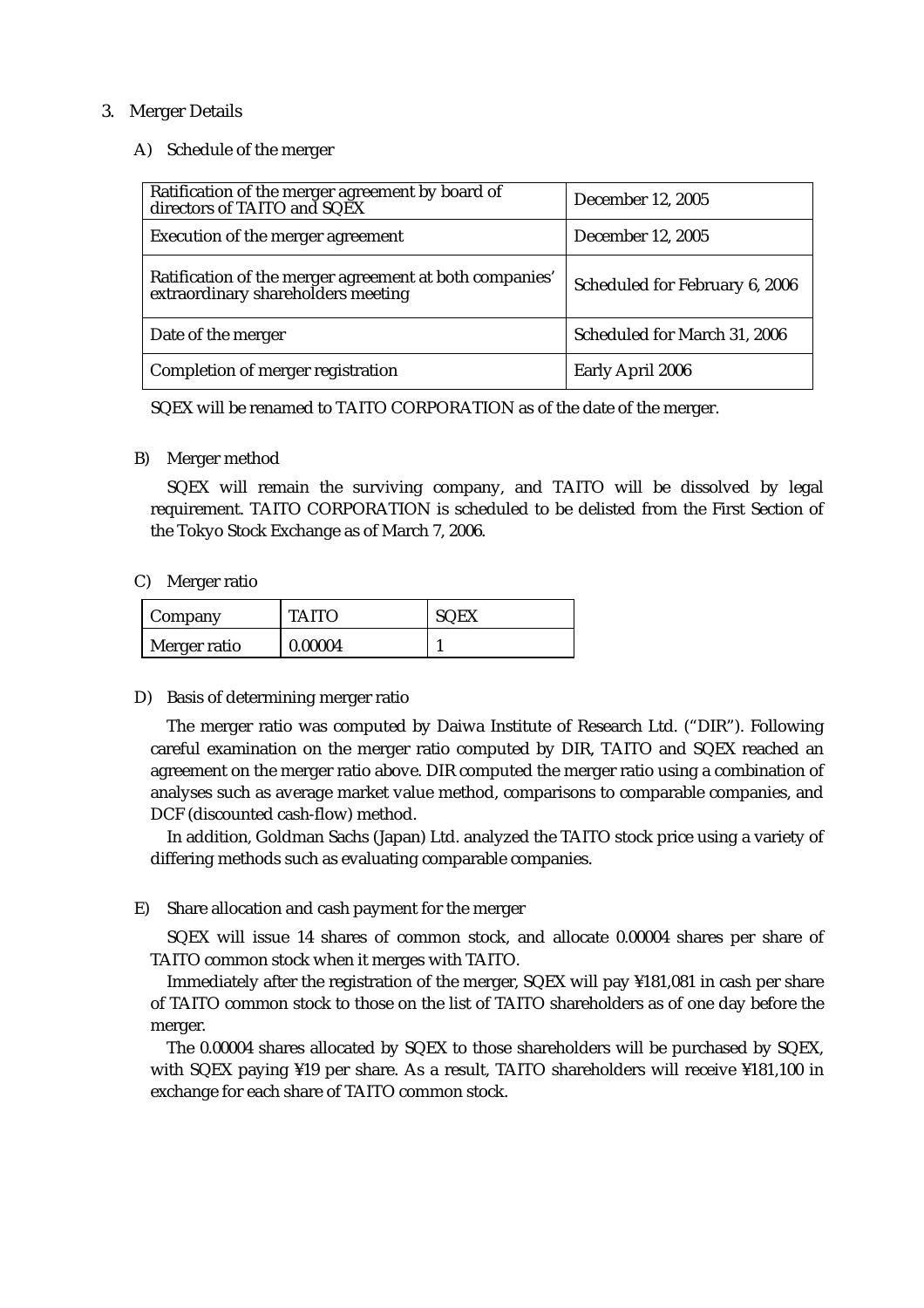## 3. Merger Details

### A) Schedule of the merger

| | |
|---|---|
| Ratification of the merger agreement by board of directors of TAITO and SQEX | December 12, 2005 |
| Execution of the merger agreement | December 12, 2005 |
| Ratification of the merger agreement at both companies' extraordinary shareholders meeting | Scheduled for February 6, 2006 |
| Date of the merger | Scheduled for March 31, 2006 |
| Completion of merger registration | Early April 2006 |

SQEX will be renamed to TAITO CORPORATION as of the date of the merger.

### B) Merger method

SQEX will remain the surviving company, and TAITO will be dissolved by legal requirement. TAITO CORPORATION is scheduled to be delisted from the First Section of the Tokyo Stock Exchange as of March 7, 2006.

### C) Merger ratio

| Company | TAITO | SQEX |
|---|---|---|
| Merger ratio | 0.00004 | 1 |

### D) Basis of determining merger ratio

The merger ratio was computed by Daiwa Institute of Research Ltd. ("DIR"). Following careful examination on the merger ratio computed by DIR, TAITO and SQEX reached an agreement on the merger ratio above. DIR computed the merger ratio using a combination of analyses such as average market value method, comparisons to comparable companies, and DCF (discounted cash-flow) method.

In addition, Goldman Sachs (Japan) Ltd. analyzed the TAITO stock price using a variety of differing methods such as evaluating comparable companies.

### E) Share allocation and cash payment for the merger

SQEX will issue 14 shares of common stock, and allocate 0.00004 shares per share of TAITO common stock when it merges with TAITO.

Immediately after the registration of the merger, SQEX will pay ¥181,081 in cash per share of TAITO common stock to those on the list of TAITO shareholders as of one day before the merger.

The 0.00004 shares allocated by SQEX to those shareholders will be purchased by SQEX, with SQEX paying ¥19 per share. As a result, TAITO shareholders will receive ¥181,100 in exchange for each share of TAITO common stock.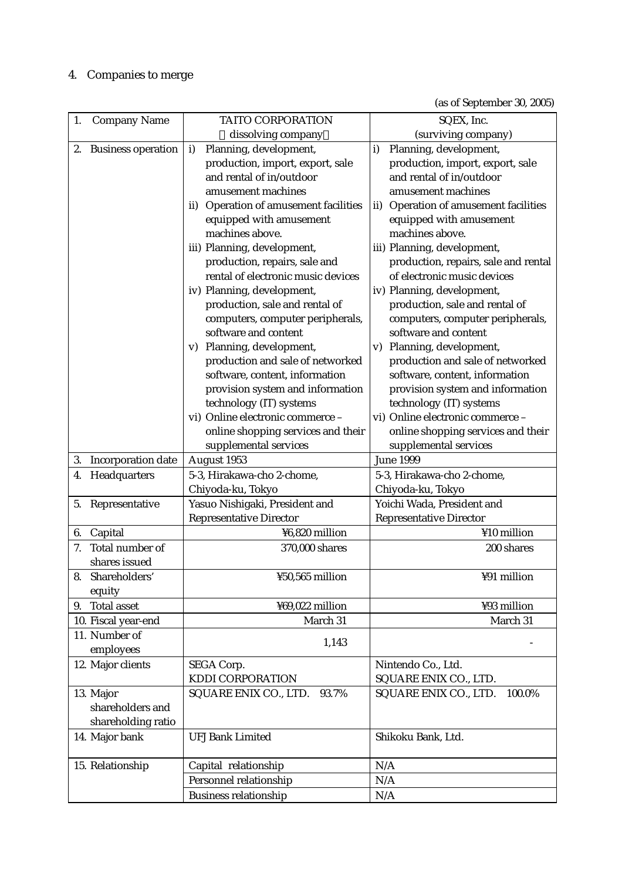4. Companies to merge

(as of September 30, 2005)

| 1. Company Name | TAITO CORPORATION (dissolving company) | SQEX, Inc. (surviving company) |
|---|---|---|
| 2. Business operation | i) Planning, development, production, import, export, sale and rental of in/outdoor amusement machines<br>ii) Operation of amusement facilities equipped with amusement machines above.<br>iii) Planning, development, production, repairs, sale and rental of electronic music devices<br>iv) Planning, development, production, sale and rental of computers, computer peripherals, software and content<br>v) Planning, development, production and sale of networked software, content, information provision system and information technology (IT) systems<br>vi) Online electronic commerce – online shopping services and their supplemental services | i) Planning, development, production, import, export, sale and rental of in/outdoor amusement machines<br>ii) Operation of amusement facilities equipped with amusement machines above.<br>iii) Planning, development, production, repairs, sale and rental of electronic music devices<br>iv) Planning, development, production, sale and rental of computers, computer peripherals, software and content<br>v) Planning, development, production and sale of networked software, content, information provision system and information technology (IT) systems<br>vi) Online electronic commerce – online shopping services and their supplemental services |
| 3. Incorporation date | August 1953 | June 1999 |
| 4. Headquarters | 5-3, Hirakawa-cho 2-chome, Chiyoda-ku, Tokyo | 5-3, Hirakawa-cho 2-chome, Chiyoda-ku, Tokyo |
| 5. Representative | Yasuo Nishigaki, President and Representative Director | Yoichi Wada, President and Representative Director |
| 6. Capital | ¥6,820 million | ¥10 million |
| 7. Total number of shares issued | 370,000 shares | 200 shares |
| 8. Shareholders' equity | ¥50,565 million | ¥91 million |
| 9. Total asset | ¥69,022 million | ¥93 million |
| 10. Fiscal year-end | March 31 | March 31 |
| 11. Number of employees | 1,143 | - |
| 12. Major clients | SEGA Corp.<br>KDDI CORPORATION | Nintendo Co., Ltd.<br>SQUARE ENIX CO., LTD. |
| 13. Major shareholders and shareholding ratio | SQUARE ENIX CO., LTD. 93.7% | SQUARE ENIX CO., LTD. 100.0% |
| 14. Major bank | UFJ Bank Limited | Shikoku Bank, Ltd. |
| 15. Relationship | Capital relationship | N/A |
| | Personnel relationship | N/A |
| | Business relationship | N/A |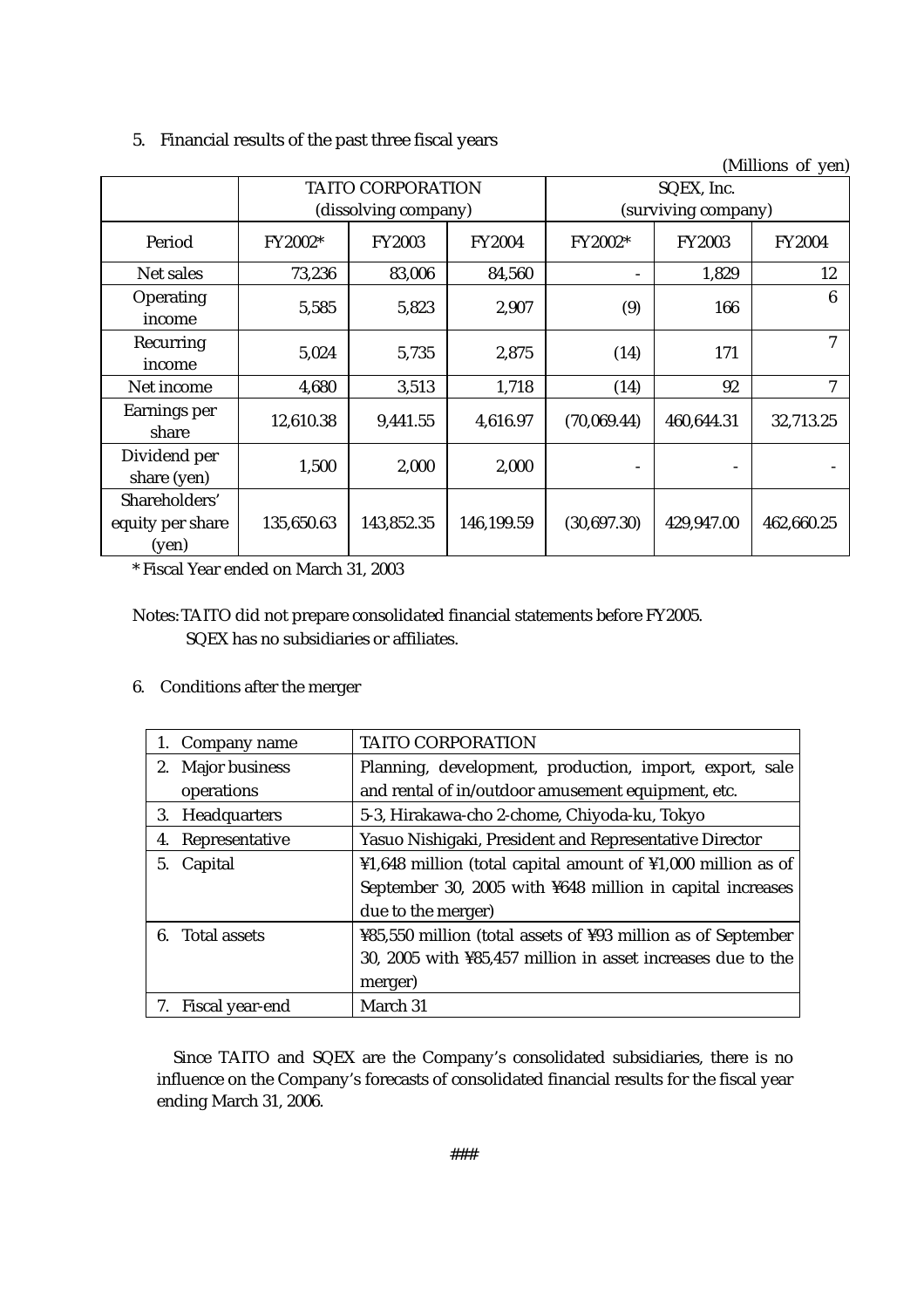5. Financial results of the past three fiscal years

(Millions of yen)

| | TAITO CORPORATION (dissolving company) | | | SQEX, Inc. (surviving company) | | |
|---|---|---|---|---|---|---|
| Period | FY2002* | FY2003 | FY2004 | FY2002* | FY2003 | FY2004 |
| Net sales | 73,236 | 83,006 | 84,560 | - | 1,829 | 12 |
| Operating income | 5,585 | 5,823 | 2,907 | (9) | 166 | 6 |
| Recurring income | 5,024 | 5,735 | 2,875 | (14) | 171 | 7 |
| Net income | 4,680 | 3,513 | 1,718 | (14) | 92 | 7 |
| Earnings per share | 12,610.38 | 9,441.55 | 4,616.97 | (70,069.44) | 460,644.31 | 32,713.25 |
| Dividend per share (yen) | 1,500 | 2,000 | 2,000 | - | - | - |
| Shareholders' equity per share (yen) | 135,650.63 | 143,852.35 | 146,199.59 | (30,697.30) | 429,947.00 | 462,660.25 |

* Fiscal Year ended on March 31, 2003

Notes: TAITO did not prepare consolidated financial statements before FY2005.
SQEX has no subsidiaries or affiliates.

6. Conditions after the merger

| | |
|---|---|
| 1. Company name | TAITO CORPORATION |
| 2. Major business operations | Planning, development, production, import, export, sale and rental of in/outdoor amusement equipment, etc. |
| 3. Headquarters | 5-3, Hirakawa-cho 2-chome, Chiyoda-ku, Tokyo |
| 4. Representative | Yasuo Nishigaki, President and Representative Director |
| 5. Capital | ¥1,648 million (total capital amount of ¥1,000 million as of September 30, 2005 with ¥648 million in capital increases due to the merger) |
| 6. Total assets | ¥85,550 million (total assets of ¥93 million as of September 30, 2005 with ¥85,457 million in asset increases due to the merger) |
| 7. Fiscal year-end | March 31 |

Since TAITO and SQEX are the Company's consolidated subsidiaries, there is no influence on the Company's forecasts of consolidated financial results for the fiscal year ending March 31, 2006.

###